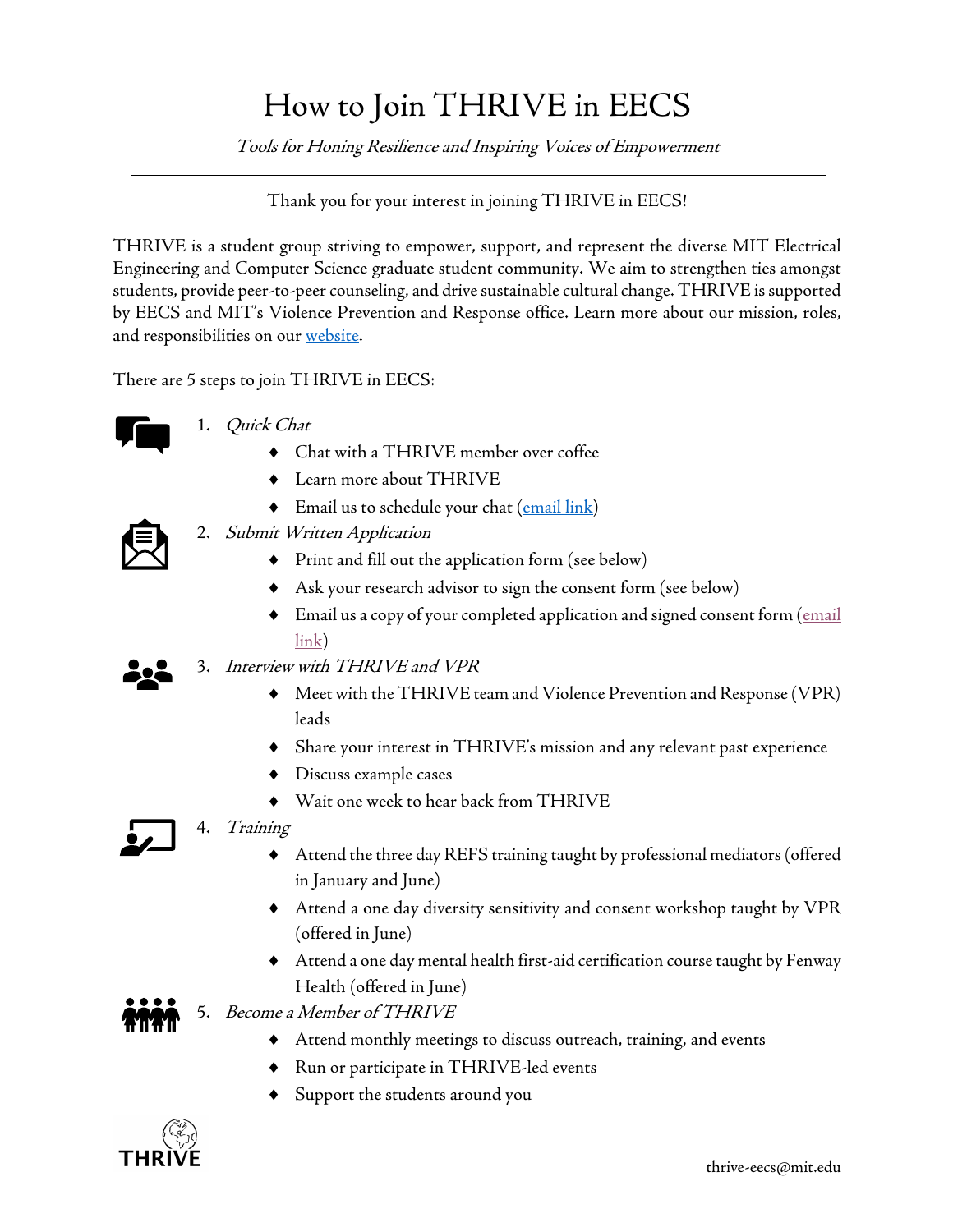# How to Join THRIVE in EECS

*Tools for Honing Resilience and Inspiring Voices of Empowerment*

---

Thank you for your interest in joining THRIVE in EECS!

THRIVE is a student group striving to empower, support, and represent the diverse MIT Electrical Engineering and Computer Science graduate student community. We aim to strengthen ties amongst students, provide peer-to-peer counseling, and drive sustainable cultural change. THRIVE is supported by EECS and MIT's Violence Prevention and Response office. Learn more about our mission, roles, and responsibilities on our website.

There are 5 steps to join THRIVE in EECS:

1. *Quick Chat*
   - Chat with a THRIVE member over coffee
   - Learn more about THRIVE
   - Email us to schedule your chat (email link)
2. *Submit Written Application*
   - Print and fill out the application form (see below)
   - Ask your research advisor to sign the consent form (see below)
   - Email us a copy of your completed application and signed consent form (email link)
3. *Interview with THRIVE and VPR*
   - Meet with the THRIVE team and Violence Prevention and Response (VPR) leads
   - Share your interest in THRIVE's mission and any relevant past experience
   - Discuss example cases
   - Wait one week to hear back from THRIVE
4. *Training*
   - Attend the three day REFS training taught by professional mediators (offered in January and June)
   - Attend a one day diversity sensitivity and consent workshop taught by VPR (offered in June)
   - Attend a one day mental health first-aid certification course taught by Fenway Health (offered in June)
5. *Become a Member of THRIVE*
   - Attend monthly meetings to discuss outreach, training, and events
   - Run or participate in THRIVE-led events
   - Support the students around you

THRIVE

thrive-eecs@mit.edu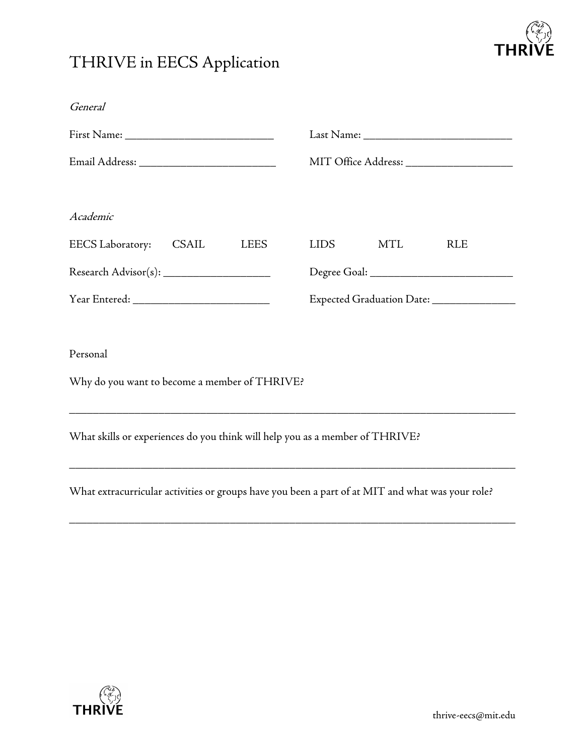# THRIVE in EECS Application

*General*

First Name: ___________________________ Last Name: ___________________________

Email Address: _________________________ MIT Office Address: ___________________

*Academic*

EECS Laboratory: CSAIL LEES LIDS MTL RLE

Research Advisor(s): ___________________ Degree Goal: __________________________

Year Entered: _________________________ Expected Graduation Date: _______________

Personal

Why do you want to become a member of THRIVE?

_______________________________________________________________________________

What skills or experiences do you think will help you as a member of THRIVE?

_______________________________________________________________________________

What extracurricular activities or groups have you been a part of at MIT and what was your role?

_______________________________________________________________________________

thrive-eecs@mit.edu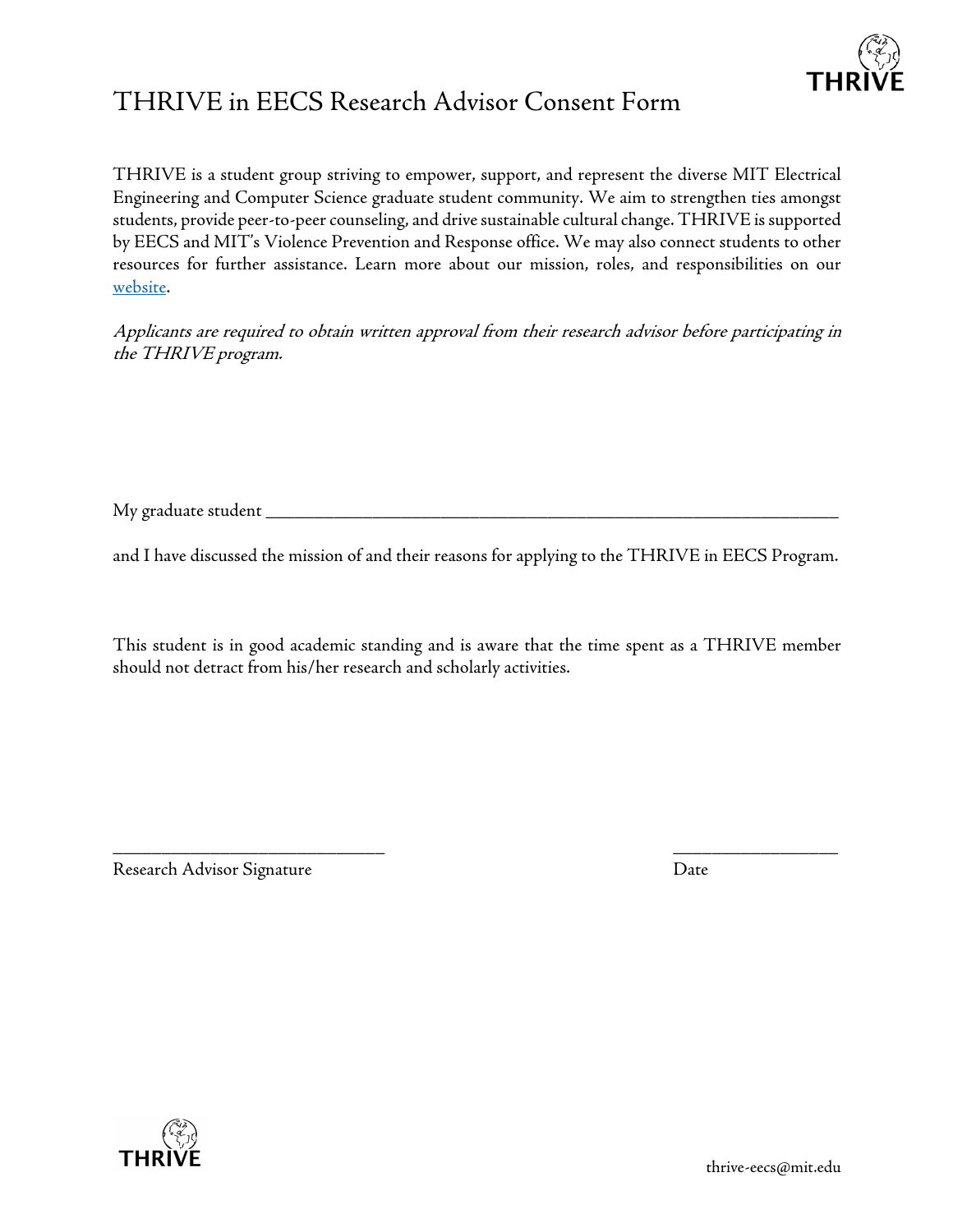# THRIVE in EECS Research Advisor Consent Form

THRIVE is a student group striving to empower, support, and represent the diverse MIT Electrical Engineering and Computer Science graduate student community. We aim to strengthen ties amongst students, provide peer-to-peer counseling, and drive sustainable cultural change. THRIVE is supported by EECS and MIT's Violence Prevention and Response office. We may also connect students to other resources for further assistance. Learn more about our mission, roles, and responsibilities on our website.

*Applicants are required to obtain written approval from their research advisor before participating in the THRIVE program.*

My graduate student ______________________________________________________________________

and I have discussed the mission of and their reasons for applying to the THRIVE in EECS Program.

This student is in good academic standing and is aware that the time spent as a THRIVE member should not detract from his/her research and scholarly activities.

_______________________________ &nbsp;&nbsp;&nbsp;&nbsp;&nbsp;&nbsp;&nbsp;&nbsp;&nbsp;&nbsp;&nbsp;&nbsp;&nbsp;&nbsp;&nbsp;&nbsp;&nbsp;&nbsp;&nbsp; __________________

Research Advisor Signature &nbsp;&nbsp;&nbsp;&nbsp;&nbsp;&nbsp;&nbsp;&nbsp;&nbsp;&nbsp;&nbsp;&nbsp;&nbsp;&nbsp;&nbsp;&nbsp;&nbsp;&nbsp;&nbsp;&nbsp;&nbsp;&nbsp;&nbsp;&nbsp;&nbsp;&nbsp;&nbsp;&nbsp;&nbsp;&nbsp; Date

thrive-eecs@mit.edu